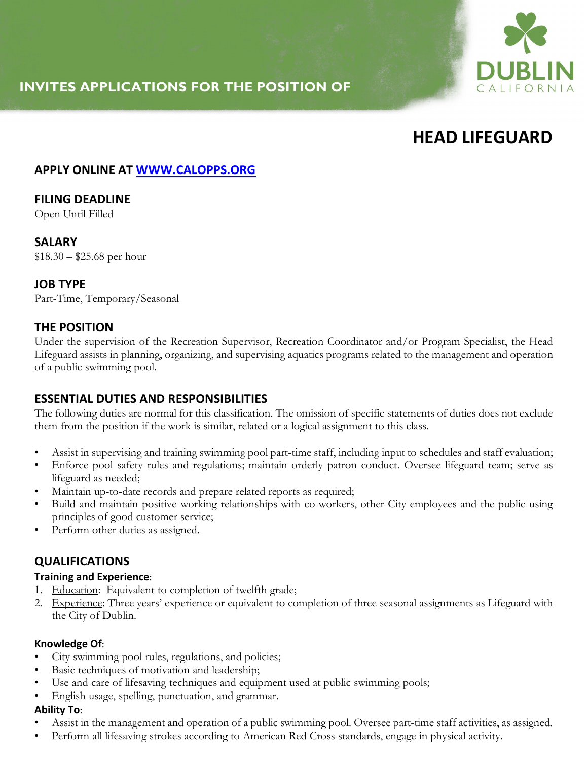INVITES APPLICATIONS FOR THE POSITION OF

DUBLIN
CALIFORNIA

# HEAD LIFEGUARD

## APPLY ONLINE AT [WWW.CALOPPS.ORG](http://WWW.CALOPPS.ORG)

## FILING DEADLINE

Open Until Filled

## SALARY

$18.30 – $25.68 per hour

## JOB TYPE

Part-Time, Temporary/Seasonal

## THE POSITION

Under the supervision of the Recreation Supervisor, Recreation Coordinator and/or Program Specialist, the Head Lifeguard assists in planning, organizing, and supervising aquatics programs related to the management and operation of a public swimming pool.

## ESSENTIAL DUTIES AND RESPONSIBILITIES

The following duties are normal for this classification. The omission of specific statements of duties does not exclude them from the position if the work is similar, related or a logical assignment to this class.

- Assist in supervising and training swimming pool part-time staff, including input to schedules and staff evaluation;
- Enforce pool safety rules and regulations; maintain orderly patron conduct. Oversee lifeguard team; serve as lifeguard as needed;
- Maintain up-to-date records and prepare related reports as required;
- Build and maintain positive working relationships with co-workers, other City employees and the public using principles of good customer service;
- Perform other duties as assigned.

## QUALIFICATIONS

**Training and Experience**:

1. Education: Equivalent to completion of twelfth grade;
2. Experience: Three years' experience or equivalent to completion of three seasonal assignments as Lifeguard with the City of Dublin.

**Knowledge Of**:

- City swimming pool rules, regulations, and policies;
- Basic techniques of motivation and leadership;
- Use and care of lifesaving techniques and equipment used at public swimming pools;
- English usage, spelling, punctuation, and grammar.

**Ability To**:

- Assist in the management and operation of a public swimming pool. Oversee part-time staff activities, as assigned.
- Perform all lifesaving strokes according to American Red Cross standards, engage in physical activity.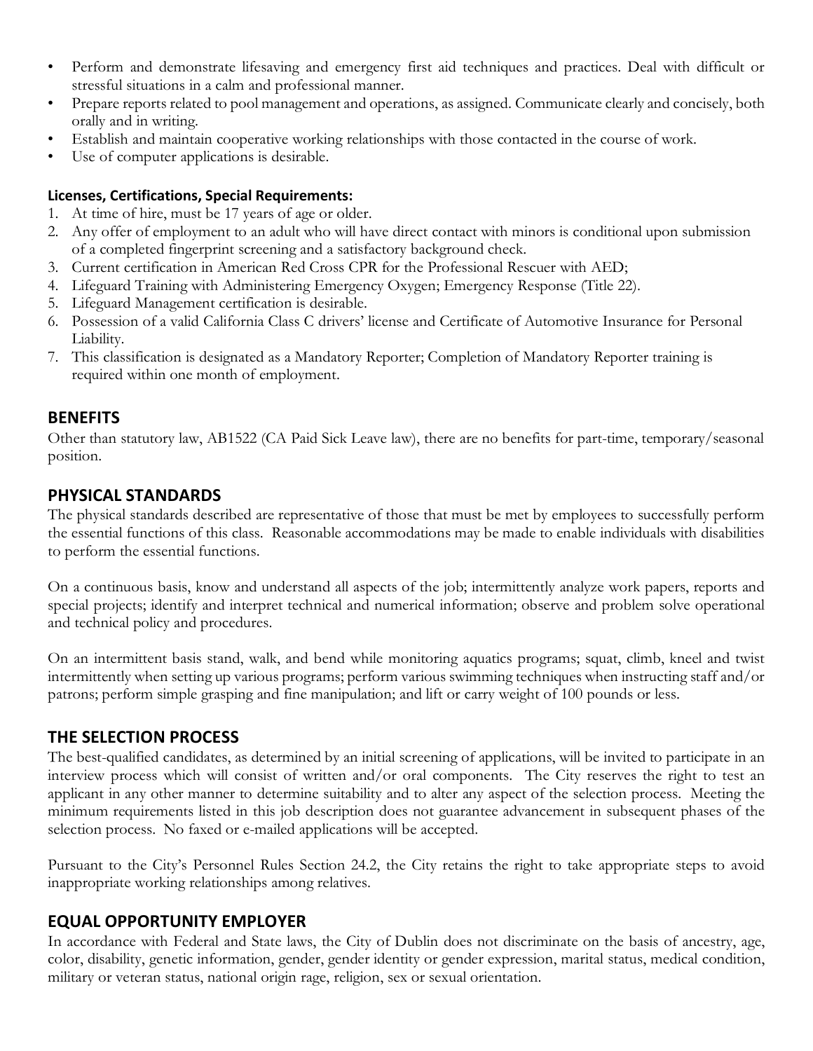- Perform and demonstrate lifesaving and emergency first aid techniques and practices. Deal with difficult or stressful situations in a calm and professional manner.
- Prepare reports related to pool management and operations, as assigned. Communicate clearly and concisely, both orally and in writing.
- Establish and maintain cooperative working relationships with those contacted in the course of work.
- Use of computer applications is desirable.

**Licenses, Certifications, Special Requirements:**

1. At time of hire, must be 17 years of age or older.
2. Any offer of employment to an adult who will have direct contact with minors is conditional upon submission of a completed fingerprint screening and a satisfactory background check.
3. Current certification in American Red Cross CPR for the Professional Rescuer with AED;
4. Lifeguard Training with Administering Emergency Oxygen; Emergency Response (Title 22).
5. Lifeguard Management certification is desirable.
6. Possession of a valid California Class C drivers' license and Certificate of Automotive Insurance for Personal Liability.
7. This classification is designated as a Mandatory Reporter; Completion of Mandatory Reporter training is required within one month of employment.

## BENEFITS

Other than statutory law, AB1522 (CA Paid Sick Leave law), there are no benefits for part-time, temporary/seasonal position.

## PHYSICAL STANDARDS

The physical standards described are representative of those that must be met by employees to successfully perform the essential functions of this class. Reasonable accommodations may be made to enable individuals with disabilities to perform the essential functions.

On a continuous basis, know and understand all aspects of the job; intermittently analyze work papers, reports and special projects; identify and interpret technical and numerical information; observe and problem solve operational and technical policy and procedures.

On an intermittent basis stand, walk, and bend while monitoring aquatics programs; squat, climb, kneel and twist intermittently when setting up various programs; perform various swimming techniques when instructing staff and/or patrons; perform simple grasping and fine manipulation; and lift or carry weight of 100 pounds or less.

## THE SELECTION PROCESS

The best-qualified candidates, as determined by an initial screening of applications, will be invited to participate in an interview process which will consist of written and/or oral components. The City reserves the right to test an applicant in any other manner to determine suitability and to alter any aspect of the selection process. Meeting the minimum requirements listed in this job description does not guarantee advancement in subsequent phases of the selection process. No faxed or e-mailed applications will be accepted.

Pursuant to the City's Personnel Rules Section 24.2, the City retains the right to take appropriate steps to avoid inappropriate working relationships among relatives.

## EQUAL OPPORTUNITY EMPLOYER

In accordance with Federal and State laws, the City of Dublin does not discriminate on the basis of ancestry, age, color, disability, genetic information, gender, gender identity or gender expression, marital status, medical condition, military or veteran status, national origin rage, religion, sex or sexual orientation.